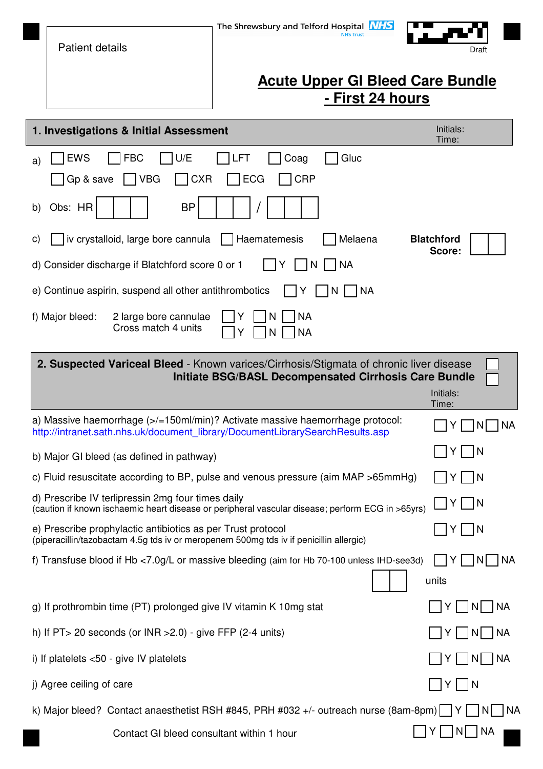Patient details

The Shrewsbury and Telford Hospital NHS Trust

Draft

# Acute Upper GI Bleed Care Bundle - First 24 hours

## 1. Investigations & Initial Assessment

Initials:
Time:

a) ☐ EWS ☐ FBC ☐ U/E ☐ LFT ☐ Coag ☐ Gluc
☐ Gp & save ☐ VBG ☐ CXR ☐ ECG ☐ CRP

b) Obs: HR ☐☐☐ BP ☐☐☐ / ☐☐☐

c) ☐ iv crystalloid, large bore cannula ☐ Haematemesis ☐ Melaena **Blatchford Score:** ☐☐

d) Consider discharge if Blatchford score 0 or 1 ☐ Y ☐ N ☐ NA

e) Continue aspirin, suspend all other antithrombotics ☐ Y ☐ N ☐ NA

f) Major bleed:
2 large bore cannulae ☐ Y ☐ N ☐ NA
Cross match 4 units ☐ Y ☐ N ☐ NA

## 2. Suspected Variceal Bleed - Known varices/Cirrhosis/Stigmata of chronic liver disease ☐

**Initiate BSG/BASL Decompensated Cirrhosis Care Bundle** ☐

Initials:
Time:

a) Massive haemorrhage (>/=150ml/min)? Activate massive haemorrhage protocol: http://intranet.sath.nhs.uk/document_library/DocumentLibrarySearchResults.asp ☐ Y ☐ N ☐ NA

b) Major GI bleed (as defined in pathway) ☐ Y ☐ N

c) Fluid resuscitate according to BP, pulse and venous pressure (aim MAP >65mmHg) ☐ Y ☐ N

d) Prescribe IV terlipressin 2mg four times daily
(caution if known ischaemic heart disease or peripheral vascular disease; perform ECG in >65yrs) ☐ Y ☐ N

e) Prescribe prophylactic antibiotics as per Trust protocol
(piperacillin/tazobactam 4.5g tds iv or meropenem 500mg tds iv if penicillin allergic) ☐ Y ☐ N

f) Transfuse blood if Hb <7.0g/L or massive bleeding (aim for Hb 70-100 unless IHD-see3d) ☐ Y ☐ N ☐ NA
☐☐ units

g) If prothrombin time (PT) prolonged give IV vitamin K 10mg stat ☐ Y ☐ N ☐ NA

h) If PT> 20 seconds (or INR >2.0) - give FFP (2-4 units) ☐ Y ☐ N ☐ NA

i) If platelets <50 - give IV platelets ☐ Y ☐ N ☐ NA

j) Agree ceiling of care ☐ Y ☐ N

k) Major bleed? Contact anaesthetist RSH #845, PRH #032 +/- outreach nurse (8am-8pm) ☐ Y ☐ N ☐ NA
Contact GI bleed consultant within 1 hour ☐ Y ☐ N ☐ NA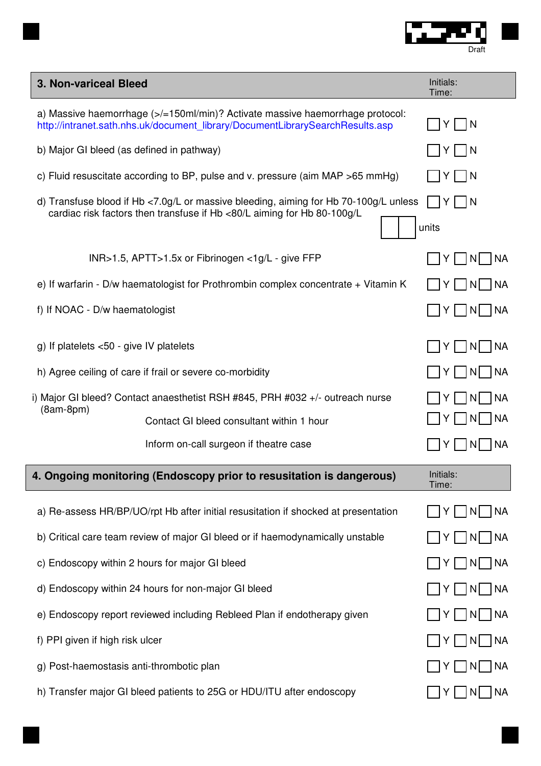Draft

## 3. Non-variceal Bleed

Initials:
Time:

| | |
|---|---|
| a) Massive haemorrhage (>/=150ml/min)? Activate massive haemorrhage protocol: http://intranet.sath.nhs.uk/document_library/DocumentLibrarySearchResults.asp | ☐ Y ☐ N |
| b) Major GI bleed (as defined in pathway) | ☐ Y ☐ N |
| c) Fluid resuscitate according to BP, pulse and v. pressure (aim MAP >65 mmHg) | ☐ Y ☐ N |
| d) Transfuse blood if Hb <7.0g/L or massive bleeding, aiming for Hb 70-100g/L unless cardiac risk factors then transfuse if Hb <80/L aiming for Hb 80-100g/L | ☐ Y ☐ N |
| | ☐☐ units |
| INR>1.5, APTT>1.5x or Fibrinogen <1g/L - give FFP | ☐ Y ☐ N ☐ NA |
| e) If warfarin - D/w haematologist for Prothrombin complex concentrate + Vitamin K | ☐ Y ☐ N ☐ NA |
| f) If NOAC - D/w haematologist | ☐ Y ☐ N ☐ NA |
| g) If platelets <50 - give IV platelets | ☐ Y ☐ N ☐ NA |
| h) Agree ceiling of care if frail or severe co-morbidity | ☐ Y ☐ N ☐ NA |
| i) Major GI bleed? Contact anaesthetist RSH #845, PRH #032 +/- outreach nurse (8am-8pm) | ☐ Y ☐ N ☐ NA |
| Contact GI bleed consultant within 1 hour | ☐ Y ☐ N ☐ NA |
| Inform on-call surgeon if theatre case | ☐ Y ☐ N ☐ NA |

## 4. Ongoing monitoring (Endoscopy prior to resusitation is dangerous)

Initials:
Time:

| | |
|---|---|
| a) Re-assess HR/BP/UO/rpt Hb after initial resuscitation if shocked at presentation | ☐ Y ☐ N ☐ NA |
| b) Critical care team review of major GI bleed or if haemodynamically unstable | ☐ Y ☐ N ☐ NA |
| c) Endoscopy within 2 hours for major GI bleed | ☐ Y ☐ N ☐ NA |
| d) Endoscopy within 24 hours for non-major GI bleed | ☐ Y ☐ N ☐ NA |
| e) Endoscopy report reviewed including Rebleed Plan if endotherapy given | ☐ Y ☐ N ☐ NA |
| f) PPI given if high risk ulcer | ☐ Y ☐ N ☐ NA |
| g) Post-haemostasis anti-thrombotic plan | ☐ Y ☐ N ☐ NA |
| h) Transfer major GI bleed patients to 25G or HDU/ITU after endoscopy | ☐ Y ☐ N ☐ NA |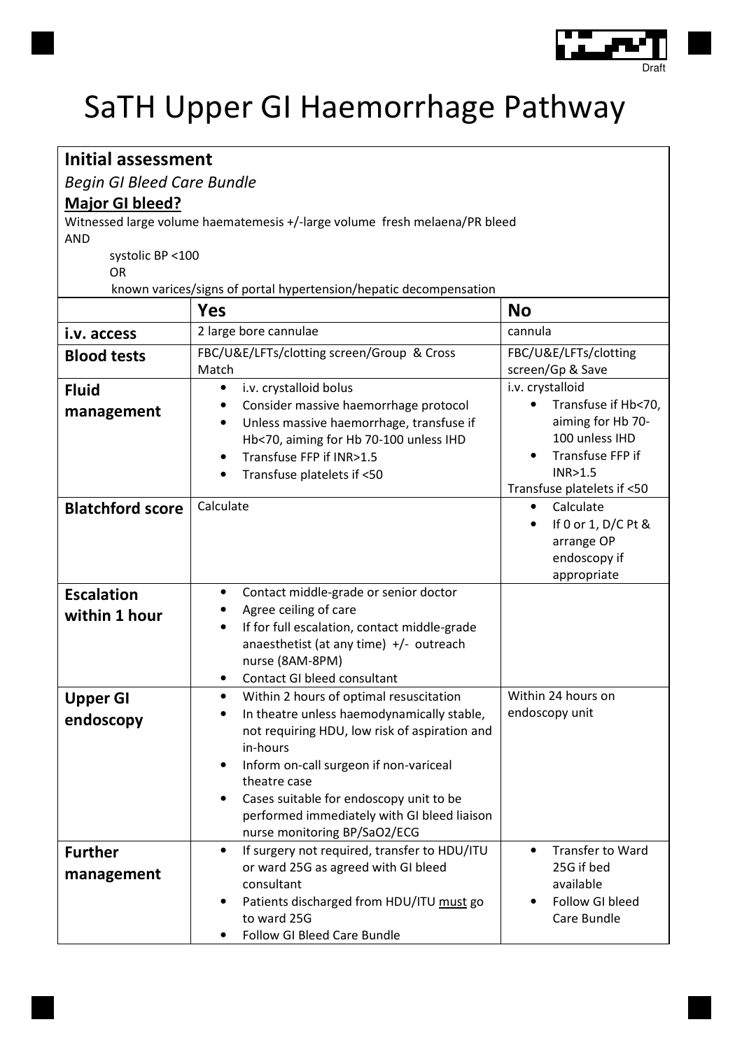Draft

# SaTH Upper GI Haemorrhage Pathway

## Initial assessment

*Begin GI Bleed Care Bundle*

**Major GI bleed?**

Witnessed large volume haematemesis +/-large volume fresh melaena/PR bleed

AND

systolic BP <100

OR

known varices/signs of portal hypertension/hepatic decompensation

| | Yes | No |
|---|---|---|
| **i.v. access** | 2 large bore cannulae | cannula |
| **Blood tests** | FBC/U&E/LFTs/clotting screen/Group & Cross Match | FBC/U&E/LFTs/clotting screen/Gp & Save |
| **Fluid management** | • i.v. crystalloid bolus<br>• Consider massive haemorrhage protocol<br>• Unless massive haemorrhage, transfuse if Hb<70, aiming for Hb 70-100 unless IHD<br>• Transfuse FFP if INR>1.5<br>• Transfuse platelets if <50 | i.v. crystalloid<br>• Transfuse if Hb<70, aiming for Hb 70-100 unless IHD<br>• Transfuse FFP if INR>1.5<br>Transfuse platelets if <50 |
| **Blatchford score** | Calculate | • Calculate<br>• If 0 or 1, D/C Pt & arrange OP endoscopy if appropriate |
| **Escalation within 1 hour** | • Contact middle-grade or senior doctor<br>• Agree ceiling of care<br>• If for full escalation, contact middle-grade anaesthetist (at any time) +/- outreach nurse (8AM-8PM)<br>• Contact GI bleed consultant | |
| **Upper GI endoscopy** | • Within 2 hours of optimal resuscitation<br>• In theatre unless haemodynamically stable, not requiring HDU, low risk of aspiration and in-hours<br>• Inform on-call surgeon if non-variceal theatre case<br>• Cases suitable for endoscopy unit to be performed immediately with GI bleed liaison nurse monitoring BP/SaO2/ECG | Within 24 hours on endoscopy unit |
| **Further management** | • If surgery not required, transfer to HDU/ITU or ward 25G as agreed with GI bleed consultant<br>• Patients discharged from HDU/ITU <u>must</u> go to ward 25G<br>• Follow GI Bleed Care Bundle | • Transfer to Ward 25G if bed available<br>• Follow GI bleed Care Bundle |